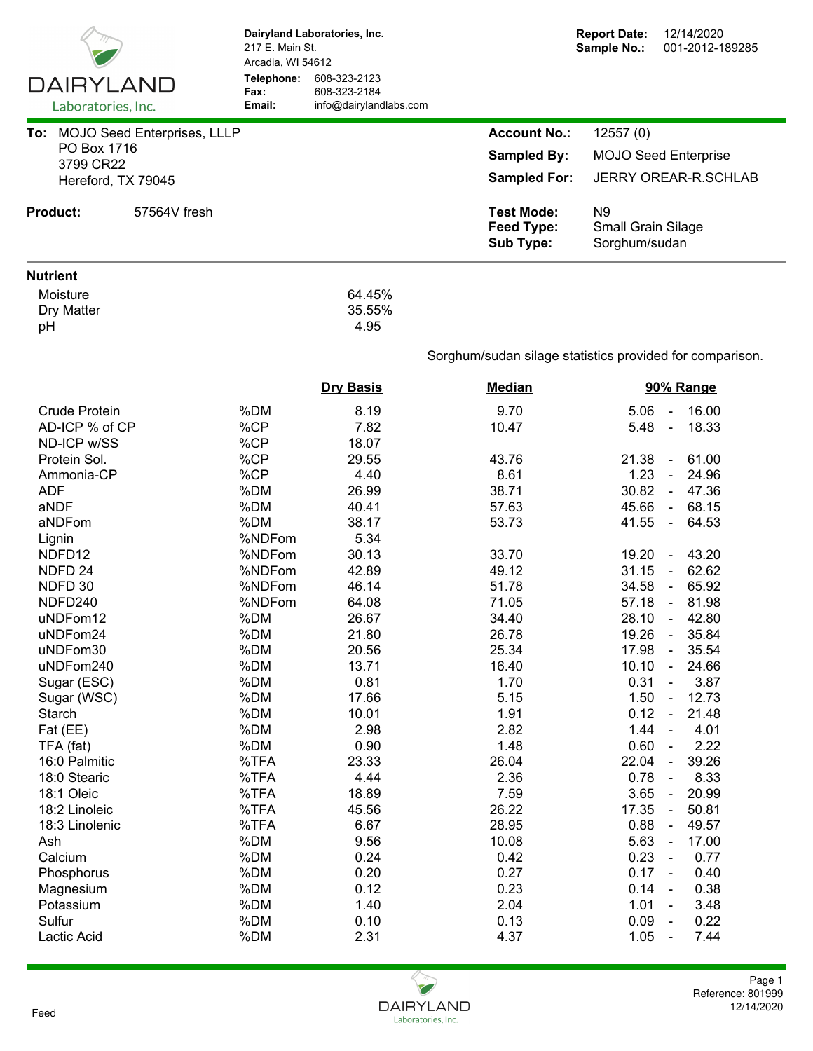**Dairyland Laboratories, Inc.**
217 E. Main St.
Arcadia, WI 54612
**Telephone:** 608-323-2123
**Fax:** 608-323-2184
**Email:** info@dairylandlabs.com

**Report Date:** 12/14/2020
**Sample No.:** 001-2012-189285

**To:** MOJO Seed Enterprises, LLLP
PO Box 1716
3799 CR22
Hereford, TX 79045

**Account No.:** 12557 (0)
**Sampled By:** MOJO Seed Enterprise
**Sampled For:** JERRY OREAR-R.SCHLAB

**Product:** 57564V fresh

**Test Mode:** N9
**Feed Type:** Small Grain Silage
**Sub Type:** Sorghum/sudan

**Nutrient**

| | |
|---|---|
| Moisture | 64.45% |
| Dry Matter | 35.55% |
| pH | 4.95 |

Sorghum/sudan silage statistics provided for comparison.

| Nutrient | Unit | Dry Basis | Median | 90% Range |
|---|---|---|---|---|
| Crude Protein | %DM | 8.19 | 9.70 | 5.06 - 16.00 |
| AD-ICP % of CP | %CP | 7.82 | 10.47 | 5.48 - 18.33 |
| ND-ICP w/SS | %CP | 18.07 | | |
| Protein Sol. | %CP | 29.55 | 43.76 | 21.38 - 61.00 |
| Ammonia-CP | %CP | 4.40 | 8.61 | 1.23 - 24.96 |
| ADF | %DM | 26.99 | 38.71 | 30.82 - 47.36 |
| aNDF | %DM | 40.41 | 57.63 | 45.66 - 68.15 |
| aNDFom | %DM | 38.17 | 53.73 | 41.55 - 64.53 |
| Lignin | %NDFom | 5.34 | | |
| NDFD12 | %NDFom | 30.13 | 33.70 | 19.20 - 43.20 |
| NDFD 24 | %NDFom | 42.89 | 49.12 | 31.15 - 62.62 |
| NDFD 30 | %NDFom | 46.14 | 51.78 | 34.58 - 65.92 |
| NDFD240 | %NDFom | 64.08 | 71.05 | 57.18 - 81.98 |
| uNDFom12 | %DM | 26.67 | 34.40 | 28.10 - 42.80 |
| uNDFom24 | %DM | 21.80 | 26.78 | 19.26 - 35.84 |
| uNDFom30 | %DM | 20.56 | 25.34 | 17.98 - 35.54 |
| uNDFom240 | %DM | 13.71 | 16.40 | 10.10 - 24.66 |
| Sugar (ESC) | %DM | 0.81 | 1.70 | 0.31 - 3.87 |
| Sugar (WSC) | %DM | 17.66 | 5.15 | 1.50 - 12.73 |
| Starch | %DM | 10.01 | 1.91 | 0.12 - 21.48 |
| Fat (EE) | %DM | 2.98 | 2.82 | 1.44 - 4.01 |
| TFA (fat) | %DM | 0.90 | 1.48 | 0.60 - 2.22 |
| 16:0 Palmitic | %TFA | 23.33 | 26.04 | 22.04 - 39.26 |
| 18:0 Stearic | %TFA | 4.44 | 2.36 | 0.78 - 8.33 |
| 18:1 Oleic | %TFA | 18.89 | 7.59 | 3.65 - 20.99 |
| 18:2 Linoleic | %TFA | 45.56 | 26.22 | 17.35 - 50.81 |
| 18:3 Linolenic | %TFA | 6.67 | 28.95 | 0.88 - 49.57 |
| Ash | %DM | 9.56 | 10.08 | 5.63 - 17.00 |
| Calcium | %DM | 0.24 | 0.42 | 0.23 - 0.77 |
| Phosphorus | %DM | 0.20 | 0.27 | 0.17 - 0.40 |
| Magnesium | %DM | 0.12 | 0.23 | 0.14 - 0.38 |
| Potassium | %DM | 1.40 | 2.04 | 1.01 - 3.48 |
| Sulfur | %DM | 0.10 | 0.13 | 0.09 - 0.22 |
| Lactic Acid | %DM | 2.31 | 4.37 | 1.05 - 7.44 |

Feed

Reference: 801999
12/14/2020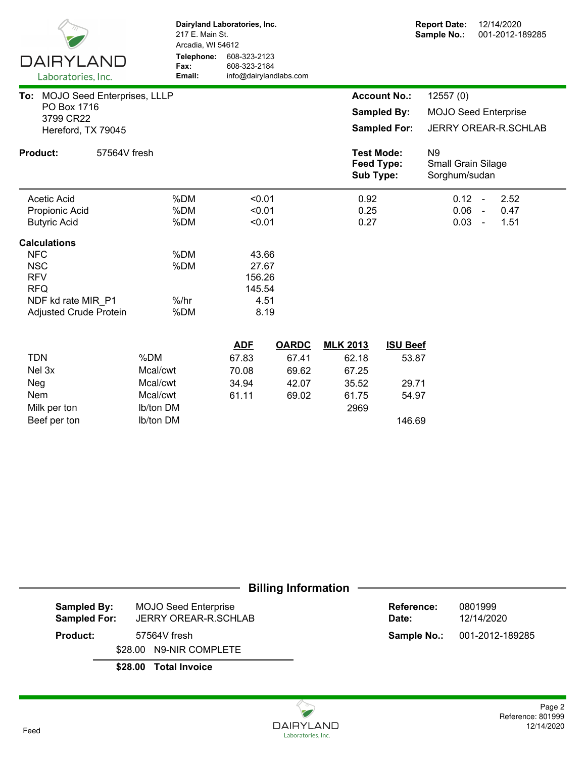**Dairyland Laboratories, Inc.**
217 E. Main St.
Arcadia, WI 54612
**Telephone:** 608-323-2123
**Fax:** 608-323-2184
**Email:** info@dairylandlabs.com

**Report Date:** 12/14/2020
**Sample No.:** 001-2012-189285

**To:** MOJO Seed Enterprises, LLLP
PO Box 1716
3799 CR22
Hereford, TX 79045

**Account No.:** 12557 (0)
**Sampled By:** MOJO Seed Enterprise
**Sampled For:** JERRY OREAR-R.SCHLAB

**Product:** 57564V fresh

**Test Mode:** N9
**Feed Type:** Small Grain Silage
**Sub Type:** Sorghum/sudan

| | | | | |
|---|---|---|---|---|
| Acetic Acid | %DM | <0.01 | 0.92 | 0.12 - 2.52 |
| Propionic Acid | %DM | <0.01 | 0.25 | 0.06 - 0.47 |
| Butyric Acid | %DM | <0.01 | 0.27 | 0.03 - 1.51 |

**Calculations**

| | | |
|---|---|---|
| NFC | %DM | 43.66 |
| NSC | %DM | 27.67 |
| RFV | | 156.26 |
| RFQ | | 145.54 |
| NDF kd rate MIR_P1 | %/hr | 4.51 |
| Adjusted Crude Protein | %DM | 8.19 |

| | | ADF | OARDC | MLK 2013 | ISU Beef |
|---|---|---|---|---|---|
| TDN | %DM | 67.83 | 67.41 | 62.18 | 53.87 |
| Nel 3x | Mcal/cwt | 70.08 | 69.62 | 67.25 | |
| Neg | Mcal/cwt | 34.94 | 42.07 | 35.52 | 29.71 |
| Nem | Mcal/cwt | 61.11 | 69.02 | 61.75 | 54.97 |
| Milk per ton | lb/ton DM | | | 2969 | |
| Beef per ton | lb/ton DM | | | | 146.69 |

## Billing Information

**Sampled By:** MOJO Seed Enterprise
**Sampled For:** JERRY OREAR-R.SCHLAB
**Product:** 57564V fresh

$28.00 N9-NIR COMPLETE

**$28.00 Total Invoice**

**Reference:** 0801999
**Date:** 12/14/2020
**Sample No.:** 001-2012-189285